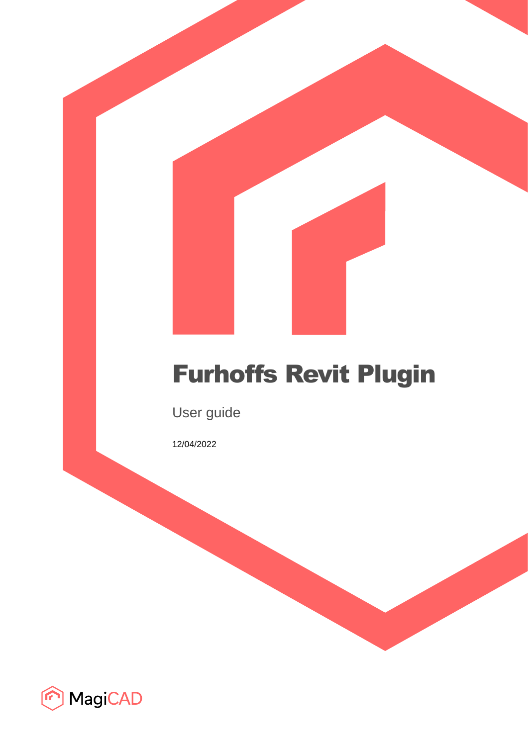# Furhoffs Revit Plugin

User guide

12/04/2022

MagiCAD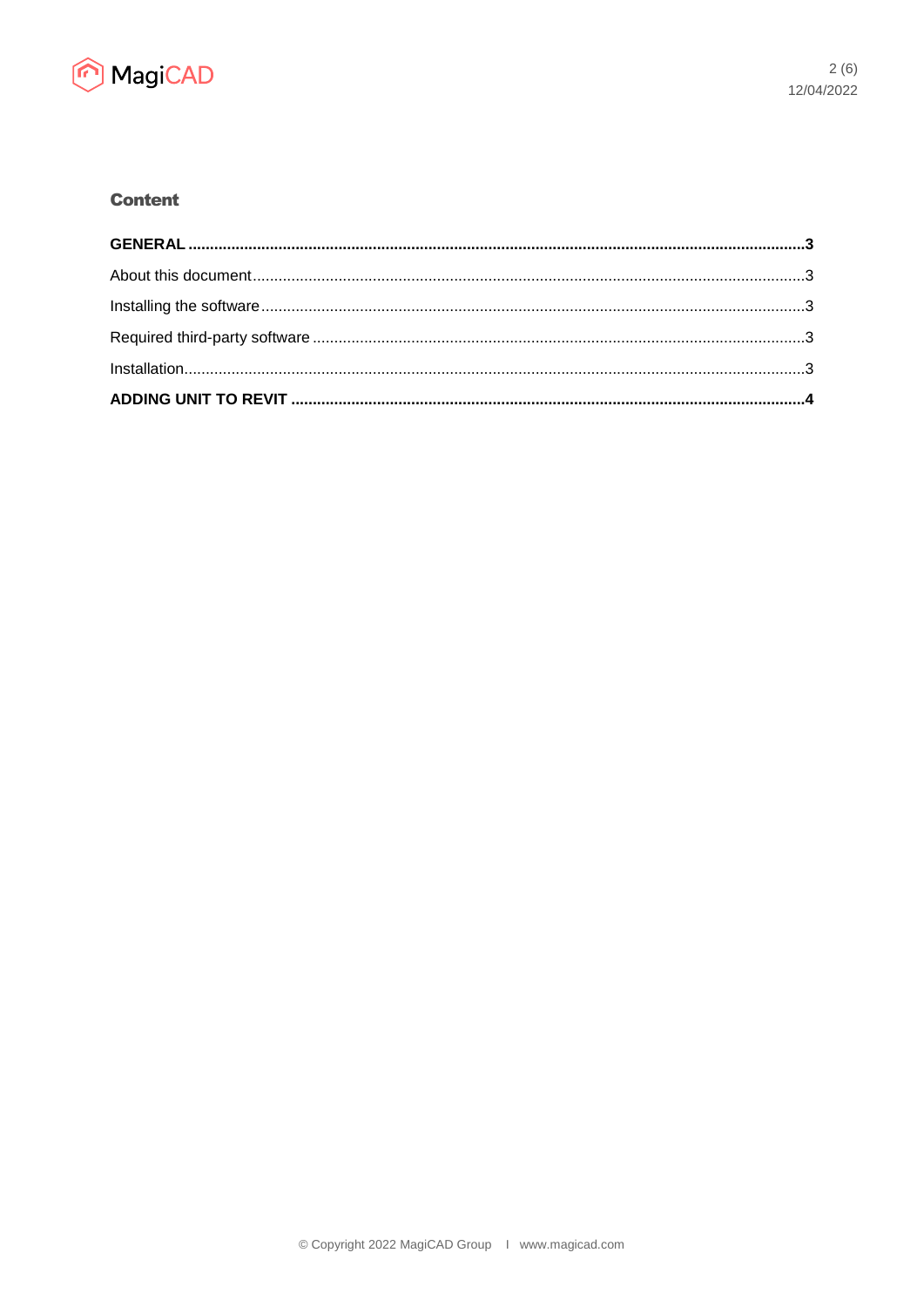## Content

**GENERAL ....................................................................................................................................3**

About this document.......................................................................................................................3

Installing the software.....................................................................................................................3

Required third-party software .........................................................................................................3

Installation......................................................................................................................................3

**ADDING UNIT TO REVIT .............................................................................................................4**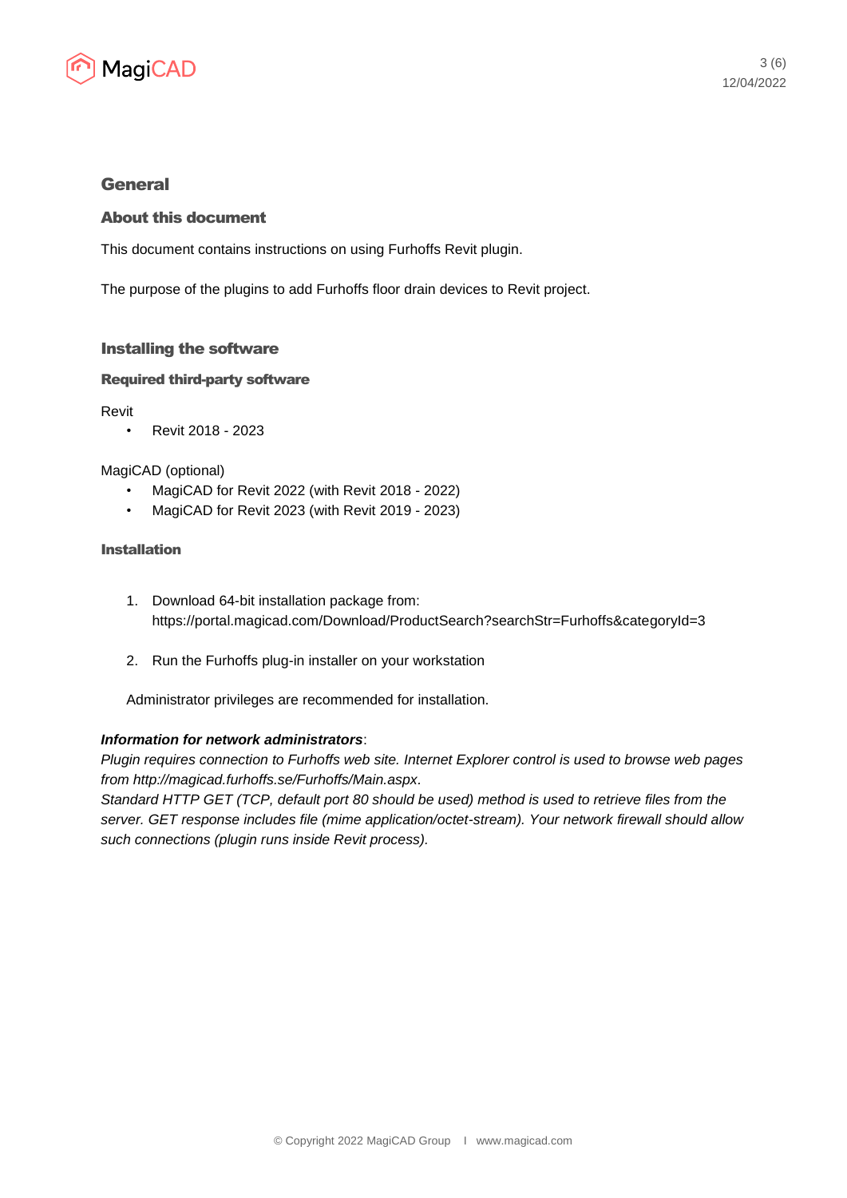# General

## About this document

This document contains instructions on using Furhoffs Revit plugin.

The purpose of the plugins to add Furhoffs floor drain devices to Revit project.

# Installing the software

## Required third-party software

Revit

- Revit 2018 - 2023

MagiCAD (optional)

- MagiCAD for Revit 2022 (with Revit 2018 - 2022)
- MagiCAD for Revit 2023 (with Revit 2019 - 2023)

## Installation

1. Download 64-bit installation package from: https://portal.magicad.com/Download/ProductSearch?searchStr=Furhoffs&categoryId=3

2. Run the Furhoffs plug-in installer on your workstation

Administrator privileges are recommended for installation.

***Information for network administrators***:
*Plugin requires connection to Furhoffs web site. Internet Explorer control is used to browse web pages from http://magicad.furhoffs.se/Furhoffs/Main.aspx.*
*Standard HTTP GET (TCP, default port 80 should be used) method is used to retrieve files from the server. GET response includes file (mime application/octet-stream). Your network firewall should allow such connections (plugin runs inside Revit process).*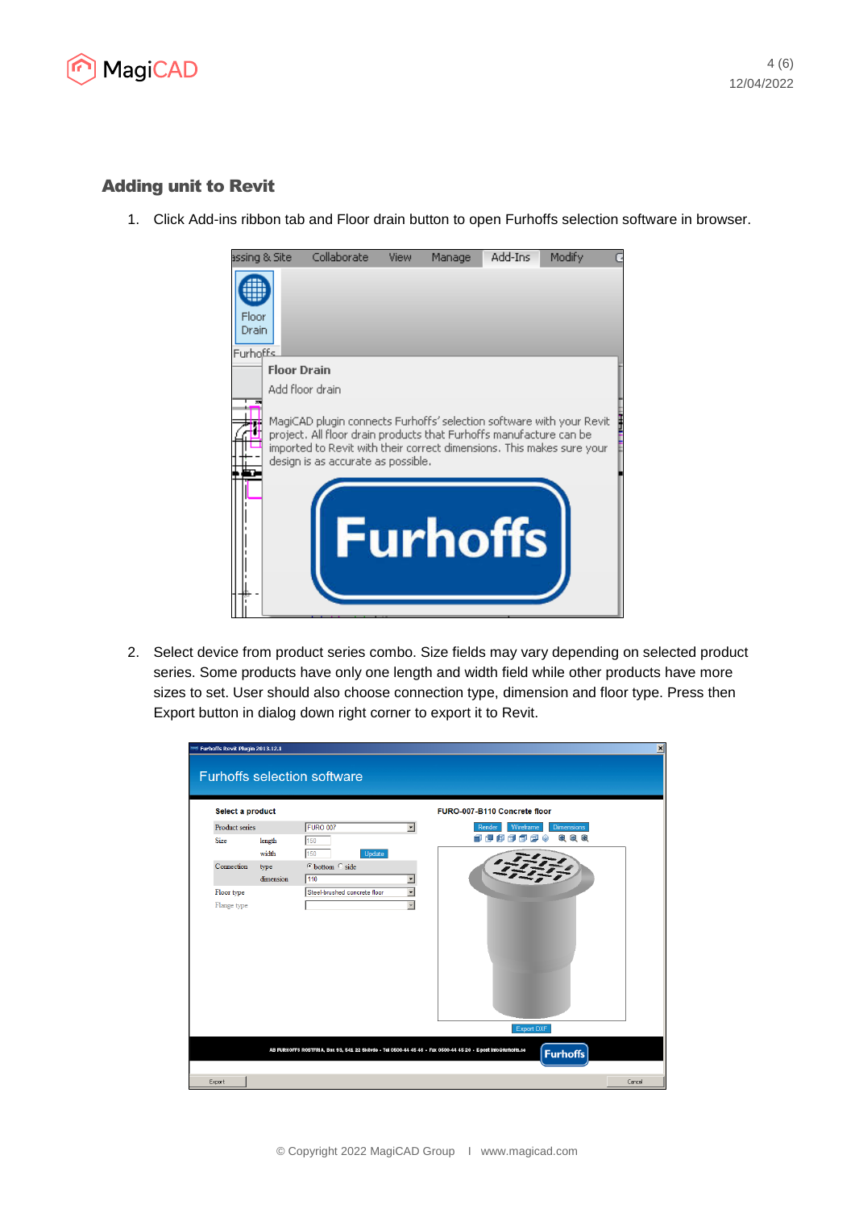## Adding unit to Revit

1. Click Add-ins ribbon tab and Floor drain button to open Furhoffs selection software in browser.

2. Select device from product series combo. Size fields may vary depending on selected product series. Some products have only one length and width field while other products have more sizes to set. User should also choose connection type, dimension and floor type. Press then Export button in dialog down right corner to export it to Revit.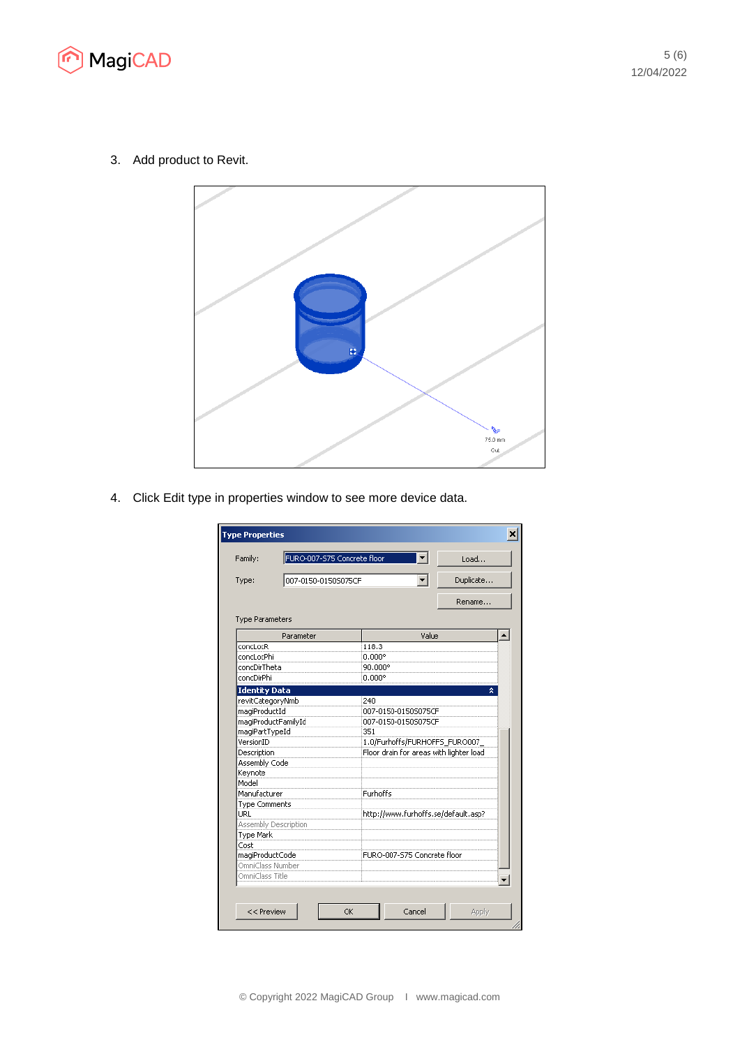3. Add product to Revit.

4. Click Edit type in properties window to see more device data.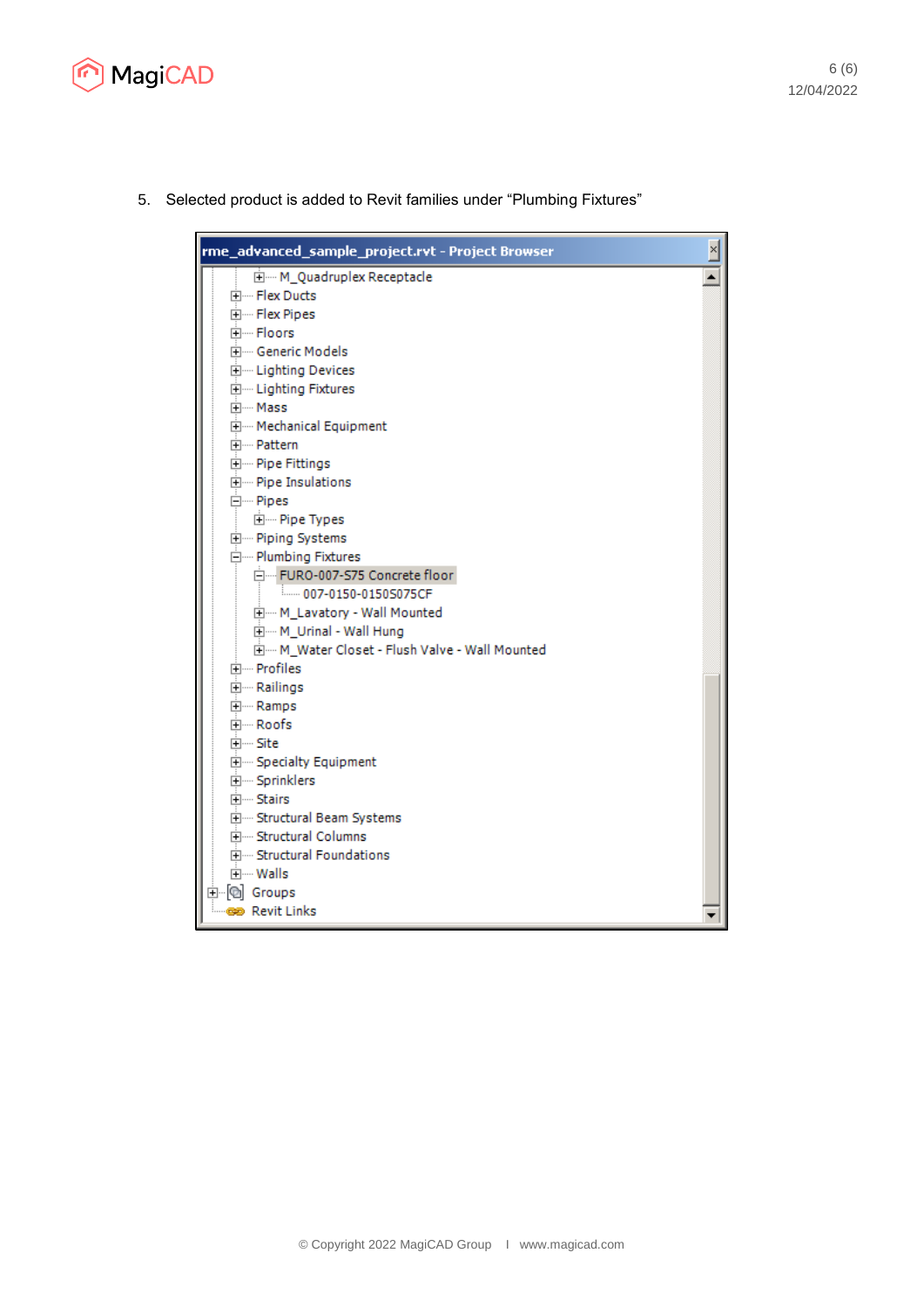5. Selected product is added to Revit families under “Plumbing Fixtures”

rme_advanced_sample_project.rvt - Project Browser

M_Quadruplex Receptacle
Flex Ducts
Flex Pipes
Floors
Generic Models
Lighting Devices
Lighting Fixtures
Mass
Mechanical Equipment
Pattern
Pipe Fittings
Pipe Insulations
Pipes
Pipe Types
Piping Systems
Plumbing Fixtures
FURO-007-S75 Concrete floor
007-0150-0150S075CF
M_Lavatory - Wall Mounted
M_Urinal - Wall Hung
M_Water Closet - Flush Valve - Wall Mounted
Profiles
Railings
Ramps
Roofs
Site
Specialty Equipment
Sprinklers
Stairs
Structural Beam Systems
Structural Columns
Structural Foundations
Walls
Groups
Revit Links